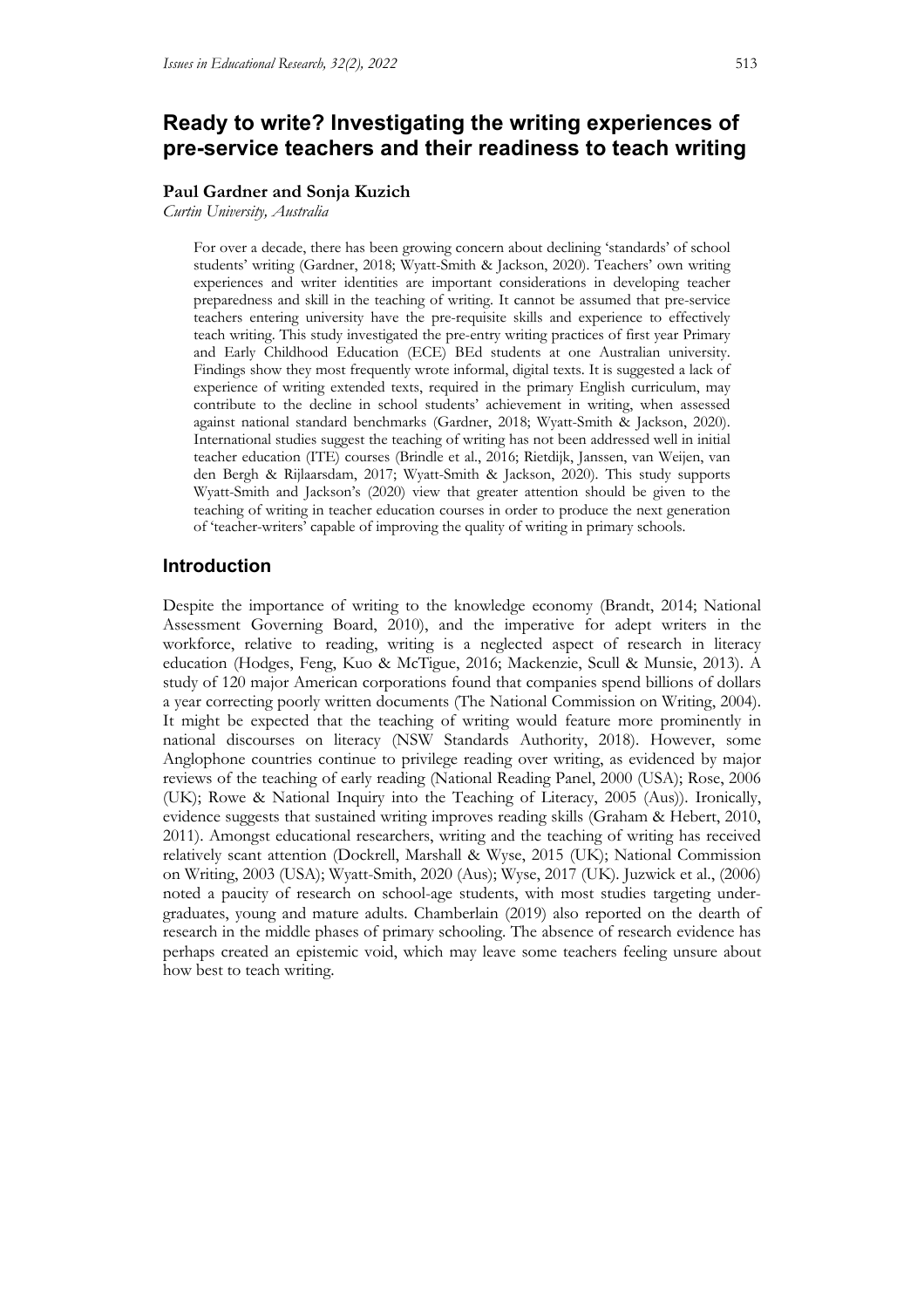# Ready to write? Investigating the writing experiences of pre-service teachers and their readiness to teach writing

**Paul Gardner and Sonja Kuzich**

*Curtin University, Australia*

> For over a decade, there has been growing concern about declining 'standards' of school students' writing (Gardner, 2018; Wyatt-Smith & Jackson, 2020). Teachers' own writing experiences and writer identities are important considerations in developing teacher preparedness and skill in the teaching of writing. It cannot be assumed that pre-service teachers entering university have the pre-requisite skills and experience to effectively teach writing. This study investigated the pre-entry writing practices of first year Primary and Early Childhood Education (ECE) BEd students at one Australian university. Findings show they most frequently wrote informal, digital texts. It is suggested a lack of experience of writing extended texts, required in the primary English curriculum, may contribute to the decline in school students' achievement in writing, when assessed against national standard benchmarks (Gardner, 2018; Wyatt-Smith & Jackson, 2020). International studies suggest the teaching of writing has not been addressed well in initial teacher education (ITE) courses (Brindle et al., 2016; Rietdijk, Janssen, van Weijen, van den Bergh & Rijlaarsdam, 2017; Wyatt-Smith & Jackson, 2020). This study supports Wyatt-Smith and Jackson's (2020) view that greater attention should be given to the teaching of writing in teacher education courses in order to produce the next generation of 'teacher-writers' capable of improving the quality of writing in primary schools.

## Introduction

Despite the importance of writing to the knowledge economy (Brandt, 2014; National Assessment Governing Board, 2010), and the imperative for adept writers in the workforce, relative to reading, writing is a neglected aspect of research in literacy education (Hodges, Feng, Kuo & McTigue, 2016; Mackenzie, Scull & Munsie, 2013). A study of 120 major American corporations found that companies spend billions of dollars a year correcting poorly written documents (The National Commission on Writing, 2004). It might be expected that the teaching of writing would feature more prominently in national discourses on literacy (NSW Standards Authority, 2018). However, some Anglophone countries continue to privilege reading over writing, as evidenced by major reviews of the teaching of early reading (National Reading Panel, 2000 (USA); Rose, 2006 (UK); Rowe & National Inquiry into the Teaching of Literacy, 2005 (Aus)). Ironically, evidence suggests that sustained writing improves reading skills (Graham & Hebert, 2010, 2011). Amongst educational researchers, writing and the teaching of writing has received relatively scant attention (Dockrell, Marshall & Wyse, 2015 (UK); National Commission on Writing, 2003 (USA); Wyatt-Smith, 2020 (Aus); Wyse, 2017 (UK). Juzwick et al., (2006) noted a paucity of research on school-age students, with most studies targeting under-graduates, young and mature adults. Chamberlain (2019) also reported on the dearth of research in the middle phases of primary schooling. The absence of research evidence has perhaps created an epistemic void, which may leave some teachers feeling unsure about how best to teach writing.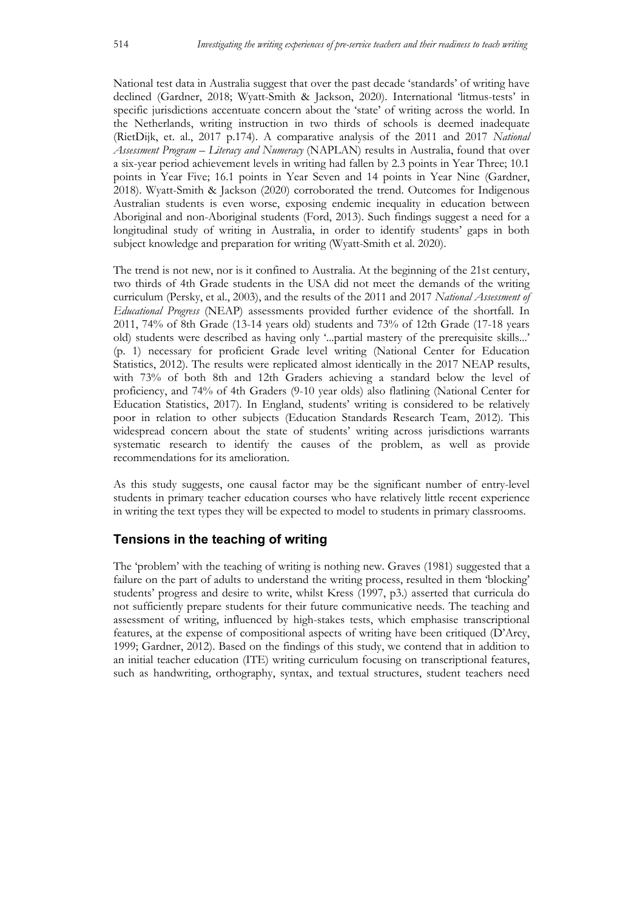National test data in Australia suggest that over the past decade 'standards' of writing have declined (Gardner, 2018; Wyatt-Smith & Jackson, 2020). International 'litmus-tests' in specific jurisdictions accentuate concern about the 'state' of writing across the world. In the Netherlands, writing instruction in two thirds of schools is deemed inadequate (RietDijk, et. al., 2017 p.174). A comparative analysis of the 2011 and 2017 *National Assessment Program – Literacy and Numeracy* (NAPLAN) results in Australia, found that over a six-year period achievement levels in writing had fallen by 2.3 points in Year Three; 10.1 points in Year Five; 16.1 points in Year Seven and 14 points in Year Nine (Gardner, 2018). Wyatt-Smith & Jackson (2020) corroborated the trend. Outcomes for Indigenous Australian students is even worse, exposing endemic inequality in education between Aboriginal and non-Aboriginal students (Ford, 2013). Such findings suggest a need for a longitudinal study of writing in Australia, in order to identify students' gaps in both subject knowledge and preparation for writing (Wyatt-Smith et al. 2020).

The trend is not new, nor is it confined to Australia. At the beginning of the 21st century, two thirds of 4th Grade students in the USA did not meet the demands of the writing curriculum (Persky, et al., 2003), and the results of the 2011 and 2017 *National Assessment of Educational Progress* (NEAP) assessments provided further evidence of the shortfall. In 2011, 74% of 8th Grade (13-14 years old) students and 73% of 12th Grade (17-18 years old) students were described as having only '...partial mastery of the prerequisite skills...' (p. 1) necessary for proficient Grade level writing (National Center for Education Statistics, 2012). The results were replicated almost identically in the 2017 NEAP results, with 73% of both 8th and 12th Graders achieving a standard below the level of proficiency, and 74% of 4th Graders (9-10 year olds) also flatlining (National Center for Education Statistics, 2017). In England, students' writing is considered to be relatively poor in relation to other subjects (Education Standards Research Team, 2012). This widespread concern about the state of students' writing across jurisdictions warrants systematic research to identify the causes of the problem, as well as provide recommendations for its amelioration.

As this study suggests, one causal factor may be the significant number of entry-level students in primary teacher education courses who have relatively little recent experience in writing the text types they will be expected to model to students in primary classrooms.

## Tensions in the teaching of writing

The 'problem' with the teaching of writing is nothing new. Graves (1981) suggested that a failure on the part of adults to understand the writing process, resulted in them 'blocking' students' progress and desire to write, whilst Kress (1997, p3.) asserted that curricula do not sufficiently prepare students for their future communicative needs. The teaching and assessment of writing, influenced by high-stakes tests, which emphasise transcriptional features, at the expense of compositional aspects of writing have been critiqued (D'Arcy, 1999; Gardner, 2012). Based on the findings of this study, we contend that in addition to an initial teacher education (ITE) writing curriculum focusing on transcriptional features, such as handwriting, orthography, syntax, and textual structures, student teachers need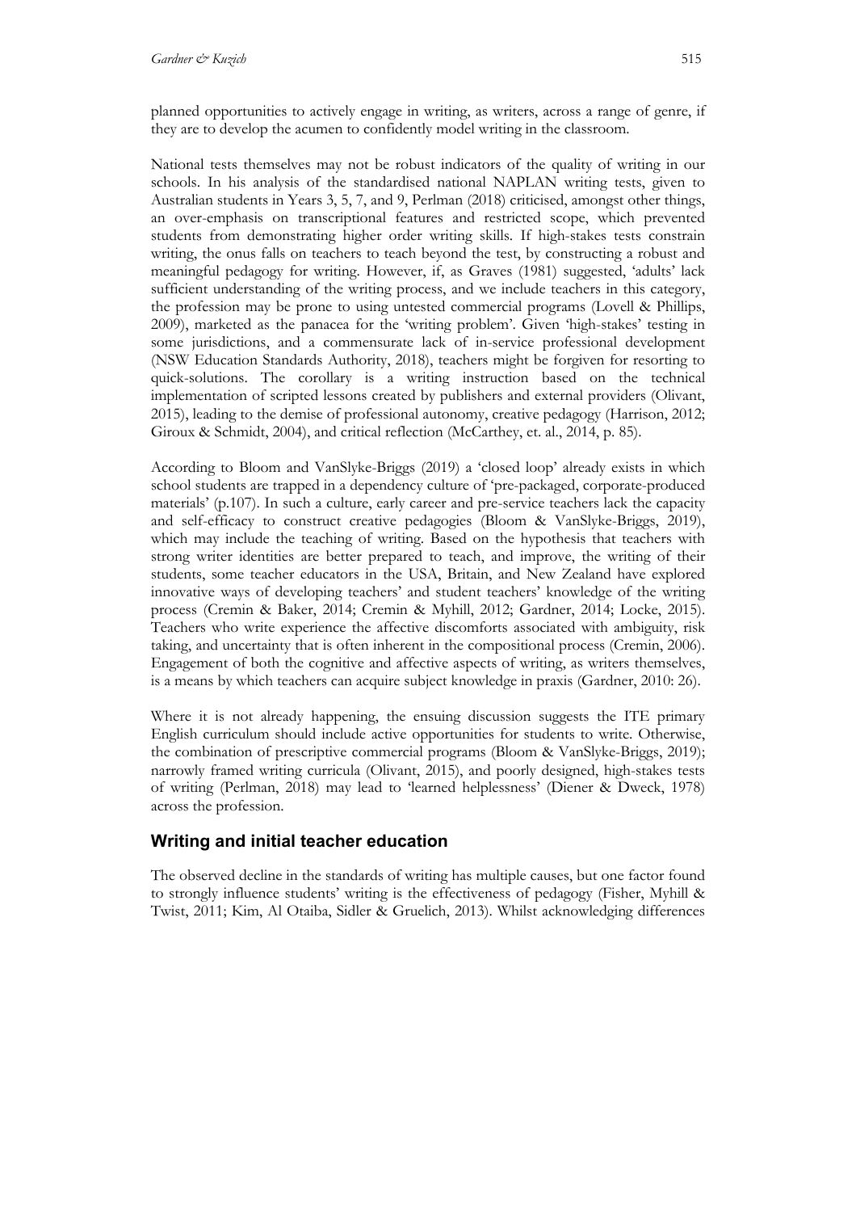planned opportunities to actively engage in writing, as writers, across a range of genre, if they are to develop the acumen to confidently model writing in the classroom.

National tests themselves may not be robust indicators of the quality of writing in our schools. In his analysis of the standardised national NAPLAN writing tests, given to Australian students in Years 3, 5, 7, and 9, Perlman (2018) criticised, amongst other things, an over-emphasis on transcriptional features and restricted scope, which prevented students from demonstrating higher order writing skills. If high-stakes tests constrain writing, the onus falls on teachers to teach beyond the test, by constructing a robust and meaningful pedagogy for writing. However, if, as Graves (1981) suggested, 'adults' lack sufficient understanding of the writing process, and we include teachers in this category, the profession may be prone to using untested commercial programs (Lovell & Phillips, 2009), marketed as the panacea for the 'writing problem'. Given 'high-stakes' testing in some jurisdictions, and a commensurate lack of in-service professional development (NSW Education Standards Authority, 2018), teachers might be forgiven for resorting to quick-solutions. The corollary is a writing instruction based on the technical implementation of scripted lessons created by publishers and external providers (Olivant, 2015), leading to the demise of professional autonomy, creative pedagogy (Harrison, 2012; Giroux & Schmidt, 2004), and critical reflection (McCarthey, et. al., 2014, p. 85).

According to Bloom and VanSlyke-Briggs (2019) a 'closed loop' already exists in which school students are trapped in a dependency culture of 'pre-packaged, corporate-produced materials' (p.107). In such a culture, early career and pre-service teachers lack the capacity and self-efficacy to construct creative pedagogies (Bloom & VanSlyke-Briggs, 2019), which may include the teaching of writing. Based on the hypothesis that teachers with strong writer identities are better prepared to teach, and improve, the writing of their students, some teacher educators in the USA, Britain, and New Zealand have explored innovative ways of developing teachers' and student teachers' knowledge of the writing process (Cremin & Baker, 2014; Cremin & Myhill, 2012; Gardner, 2014; Locke, 2015). Teachers who write experience the affective discomforts associated with ambiguity, risk taking, and uncertainty that is often inherent in the compositional process (Cremin, 2006). Engagement of both the cognitive and affective aspects of writing, as writers themselves, is a means by which teachers can acquire subject knowledge in praxis (Gardner, 2010: 26).

Where it is not already happening, the ensuing discussion suggests the ITE primary English curriculum should include active opportunities for students to write. Otherwise, the combination of prescriptive commercial programs (Bloom & VanSlyke-Briggs, 2019); narrowly framed writing curricula (Olivant, 2015), and poorly designed, high-stakes tests of writing (Perlman, 2018) may lead to 'learned helplessness' (Diener & Dweck, 1978) across the profession.

## Writing and initial teacher education

The observed decline in the standards of writing has multiple causes, but one factor found to strongly influence students' writing is the effectiveness of pedagogy (Fisher, Myhill & Twist, 2011; Kim, Al Otaiba, Sidler & Gruelich, 2013). Whilst acknowledging differences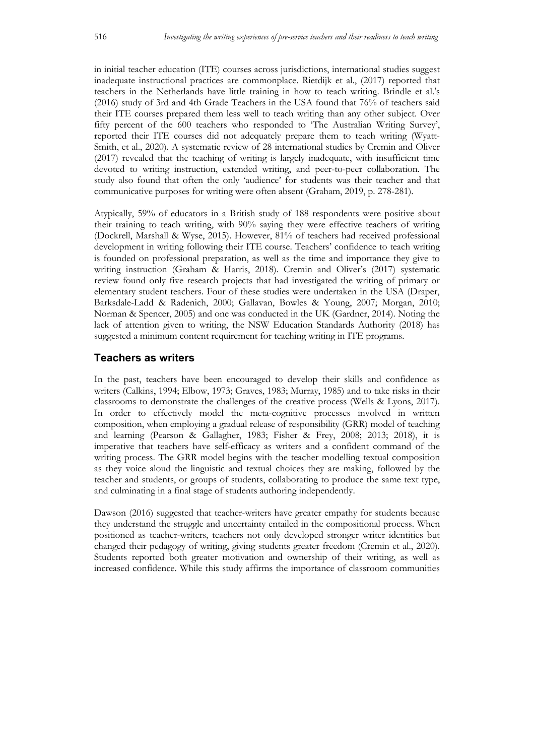in initial teacher education (ITE) courses across jurisdictions, international studies suggest inadequate instructional practices are commonplace. Rietdijk et al., (2017) reported that teachers in the Netherlands have little training in how to teach writing. Brindle et al.'s (2016) study of 3rd and 4th Grade Teachers in the USA found that 76% of teachers said their ITE courses prepared them less well to teach writing than any other subject. Over fifty percent of the 600 teachers who responded to 'The Australian Writing Survey', reported their ITE courses did not adequately prepare them to teach writing (Wyatt-Smith, et al., 2020). A systematic review of 28 international studies by Cremin and Oliver (2017) revealed that the teaching of writing is largely inadequate, with insufficient time devoted to writing instruction, extended writing, and peer-to-peer collaboration. The study also found that often the only 'audience' for students was their teacher and that communicative purposes for writing were often absent (Graham, 2019, p. 278-281).

Atypically, 59% of educators in a British study of 188 respondents were positive about their training to teach writing, with 90% saying they were effective teachers of writing (Dockrell, Marshall & Wyse, 2015). However, 81% of teachers had received professional development in writing following their ITE course. Teachers' confidence to teach writing is founded on professional preparation, as well as the time and importance they give to writing instruction (Graham & Harris, 2018). Cremin and Oliver's (2017) systematic review found only five research projects that had investigated the writing of primary or elementary student teachers. Four of these studies were undertaken in the USA (Draper, Barksdale-Ladd & Radenich, 2000; Gallavan, Bowles & Young, 2007; Morgan, 2010; Norman & Spencer, 2005) and one was conducted in the UK (Gardner, 2014). Noting the lack of attention given to writing, the NSW Education Standards Authority (2018) has suggested a minimum content requirement for teaching writing in ITE programs.

## Teachers as writers

In the past, teachers have been encouraged to develop their skills and confidence as writers (Calkins, 1994; Elbow, 1973; Graves, 1983; Murray, 1985) and to take risks in their classrooms to demonstrate the challenges of the creative process (Wells & Lyons, 2017). In order to effectively model the meta-cognitive processes involved in written composition, when employing a gradual release of responsibility (GRR) model of teaching and learning (Pearson & Gallagher, 1983; Fisher & Frey, 2008; 2013; 2018), it is imperative that teachers have self-efficacy as writers and a confident command of the writing process. The GRR model begins with the teacher modelling textual composition as they voice aloud the linguistic and textual choices they are making, followed by the teacher and students, or groups of students, collaborating to produce the same text type, and culminating in a final stage of students authoring independently.

Dawson (2016) suggested that teacher-writers have greater empathy for students because they understand the struggle and uncertainty entailed in the compositional process. When positioned as teacher-writers, teachers not only developed stronger writer identities but changed their pedagogy of writing, giving students greater freedom (Cremin et al., 2020). Students reported both greater motivation and ownership of their writing, as well as increased confidence. While this study affirms the importance of classroom communities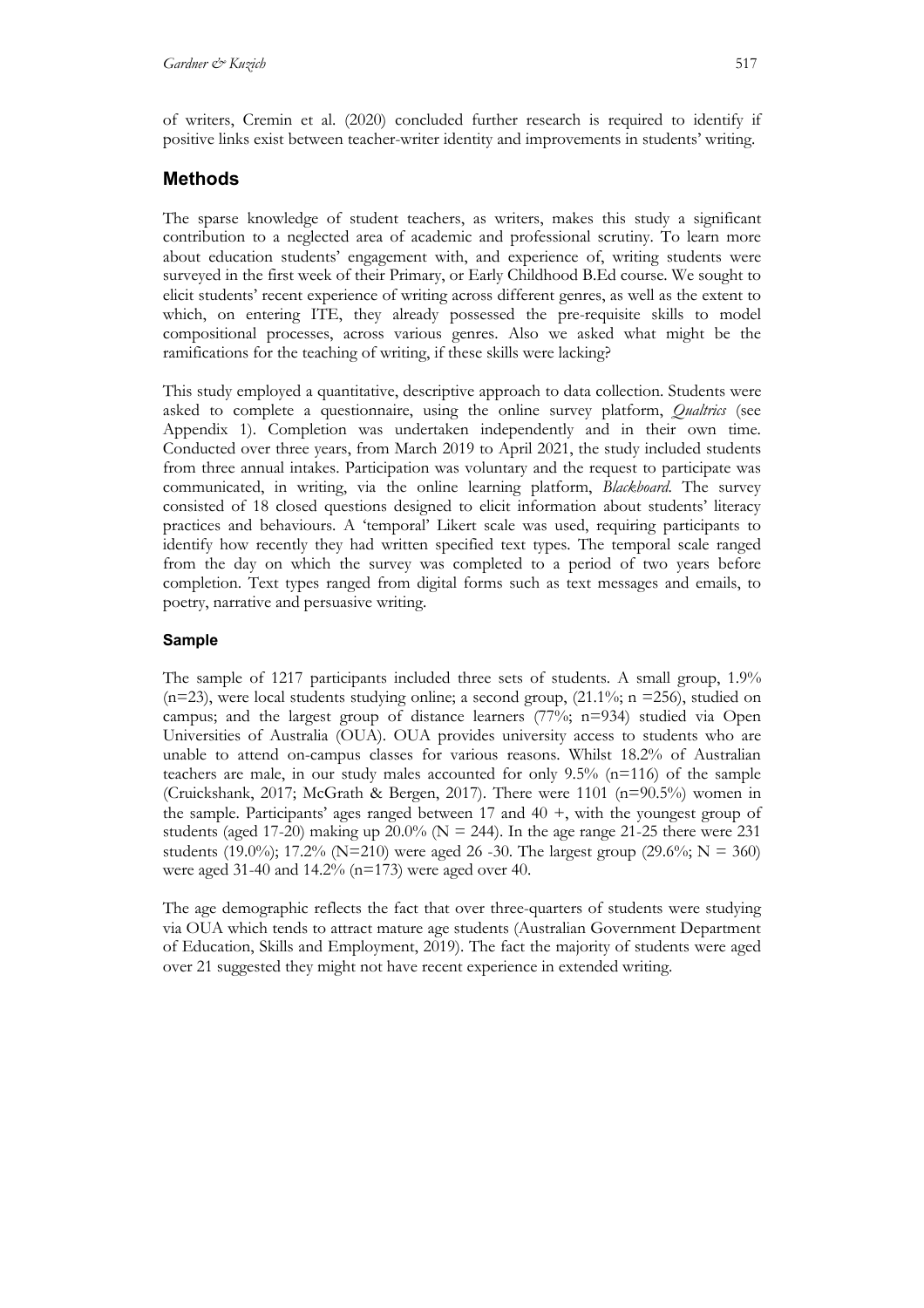of writers, Cremin et al. (2020) concluded further research is required to identify if positive links exist between teacher-writer identity and improvements in students' writing.

## Methods

The sparse knowledge of student teachers, as writers, makes this study a significant contribution to a neglected area of academic and professional scrutiny. To learn more about education students' engagement with, and experience of, writing students were surveyed in the first week of their Primary, or Early Childhood B.Ed course. We sought to elicit students' recent experience of writing across different genres, as well as the extent to which, on entering ITE, they already possessed the pre-requisite skills to model compositional processes, across various genres. Also we asked what might be the ramifications for the teaching of writing, if these skills were lacking?

This study employed a quantitative, descriptive approach to data collection. Students were asked to complete a questionnaire, using the online survey platform, *Qualtrics* (see Appendix 1). Completion was undertaken independently and in their own time. Conducted over three years, from March 2019 to April 2021, the study included students from three annual intakes. Participation was voluntary and the request to participate was communicated, in writing, via the online learning platform, *Blackboard*. The survey consisted of 18 closed questions designed to elicit information about students' literacy practices and behaviours. A 'temporal' Likert scale was used, requiring participants to identify how recently they had written specified text types. The temporal scale ranged from the day on which the survey was completed to a period of two years before completion. Text types ranged from digital forms such as text messages and emails, to poetry, narrative and persuasive writing.

### Sample

The sample of 1217 participants included three sets of students. A small group, 1.9% (n=23), were local students studying online; a second group, (21.1%; n =256), studied on campus; and the largest group of distance learners (77%; n=934) studied via Open Universities of Australia (OUA). OUA provides university access to students who are unable to attend on-campus classes for various reasons. Whilst 18.2% of Australian teachers are male, in our study males accounted for only 9.5% (n=116) of the sample (Cruickshank, 2017; McGrath & Bergen, 2017). There were 1101 (n=90.5%) women in the sample. Participants' ages ranged between 17 and 40 +, with the youngest group of students (aged 17-20) making up 20.0% (N = 244). In the age range 21-25 there were 231 students (19.0%); 17.2% (N=210) were aged 26 -30. The largest group (29.6%; N = 360) were aged 31-40 and 14.2% (n=173) were aged over 40.

The age demographic reflects the fact that over three-quarters of students were studying via OUA which tends to attract mature age students (Australian Government Department of Education, Skills and Employment, 2019). The fact the majority of students were aged over 21 suggested they might not have recent experience in extended writing.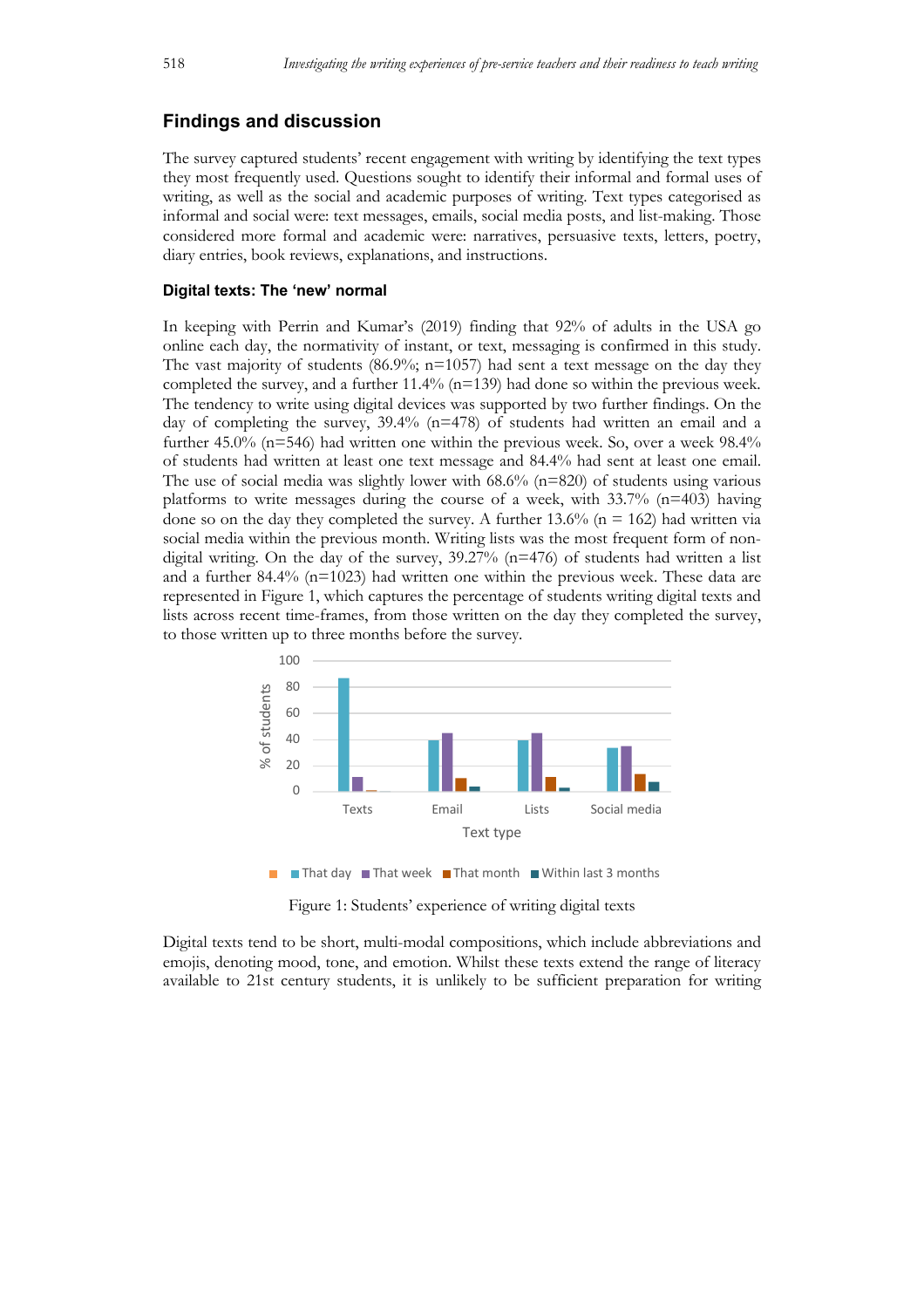## Findings and discussion

The survey captured students' recent engagement with writing by identifying the text types they most frequently used. Questions sought to identify their informal and formal uses of writing, as well as the social and academic purposes of writing. Text types categorised as informal and social were: text messages, emails, social media posts, and list-making. Those considered more formal and academic were: narratives, persuasive texts, letters, poetry, diary entries, book reviews, explanations, and instructions.

### Digital texts: The 'new' normal

In keeping with Perrin and Kumar's (2019) finding that 92% of adults in the USA go online each day, the normativity of instant, or text, messaging is confirmed in this study. The vast majority of students (86.9%; n=1057) had sent a text message on the day they completed the survey, and a further 11.4% (n=139) had done so within the previous week. The tendency to write using digital devices was supported by two further findings. On the day of completing the survey, 39.4% (n=478) of students had written an email and a further 45.0% (n=546) had written one within the previous week. So, over a week 98.4% of students had written at least one text message and 84.4% had sent at least one email. The use of social media was slightly lower with 68.6% (n=820) of students using various platforms to write messages during the course of a week, with 33.7% (n=403) having done so on the day they completed the survey. A further 13.6% (n = 162) had written via social media within the previous month. Writing lists was the most frequent form of non-digital writing. On the day of the survey, 39.27% (n=476) of students had written a list and a further 84.4% (n=1023) had written one within the previous week. These data are represented in Figure 1, which captures the percentage of students writing digital texts and lists across recent time-frames, from those written on the day they completed the survey, to those written up to three months before the survey.

Figure 1: Students' experience of writing digital texts

Digital texts tend to be short, multi-modal compositions, which include abbreviations and emojis, denoting mood, tone, and emotion. Whilst these texts extend the range of literacy available to 21st century students, it is unlikely to be sufficient preparation for writing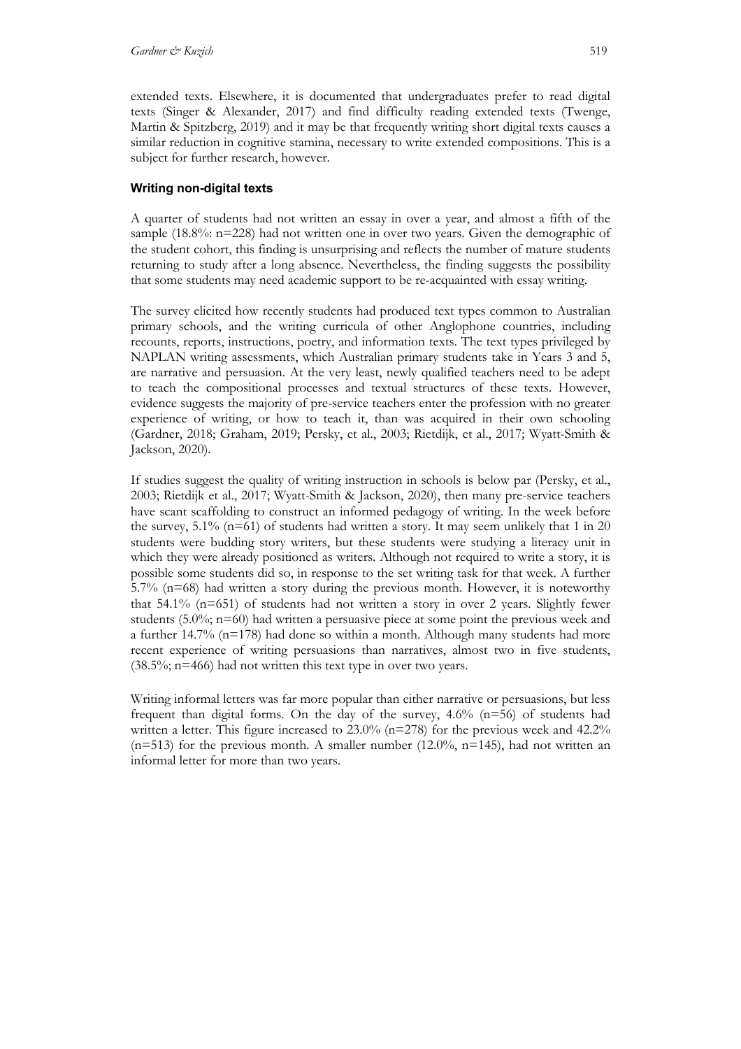extended texts. Elsewhere, it is documented that undergraduates prefer to read digital texts (Singer & Alexander, 2017) and find difficulty reading extended texts (Twenge, Martin & Spitzberg, 2019) and it may be that frequently writing short digital texts causes a similar reduction in cognitive stamina, necessary to write extended compositions. This is a subject for further research, however.

### Writing non-digital texts

A quarter of students had not written an essay in over a year, and almost a fifth of the sample (18.8%: n=228) had not written one in over two years. Given the demographic of the student cohort, this finding is unsurprising and reflects the number of mature students returning to study after a long absence. Nevertheless, the finding suggests the possibility that some students may need academic support to be re-acquainted with essay writing.

The survey elicited how recently students had produced text types common to Australian primary schools, and the writing curricula of other Anglophone countries, including recounts, reports, instructions, poetry, and information texts. The text types privileged by NAPLAN writing assessments, which Australian primary students take in Years 3 and 5, are narrative and persuasion. At the very least, newly qualified teachers need to be adept to teach the compositional processes and textual structures of these texts. However, evidence suggests the majority of pre-service teachers enter the profession with no greater experience of writing, or how to teach it, than was acquired in their own schooling (Gardner, 2018; Graham, 2019; Persky, et al., 2003; Rietdijk, et al., 2017; Wyatt-Smith & Jackson, 2020).

If studies suggest the quality of writing instruction in schools is below par (Persky, et al., 2003; Rietdijk et al., 2017; Wyatt-Smith & Jackson, 2020), then many pre-service teachers have scant scaffolding to construct an informed pedagogy of writing. In the week before the survey, 5.1% (n=61) of students had written a story. It may seem unlikely that 1 in 20 students were budding story writers, but these students were studying a literacy unit in which they were already positioned as writers. Although not required to write a story, it is possible some students did so, in response to the set writing task for that week. A further 5.7% (n=68) had written a story during the previous month. However, it is noteworthy that 54.1% (n=651) of students had not written a story in over 2 years. Slightly fewer students (5.0%; n=60) had written a persuasive piece at some point the previous week and a further 14.7% (n=178) had done so within a month. Although many students had more recent experience of writing persuasions than narratives, almost two in five students, (38.5%; n=466) had not written this text type in over two years.

Writing informal letters was far more popular than either narrative or persuasions, but less frequent than digital forms. On the day of the survey, 4.6% (n=56) of students had written a letter. This figure increased to 23.0% (n=278) for the previous week and 42.2% (n=513) for the previous month. A smaller number (12.0%, n=145), had not written an informal letter for more than two years.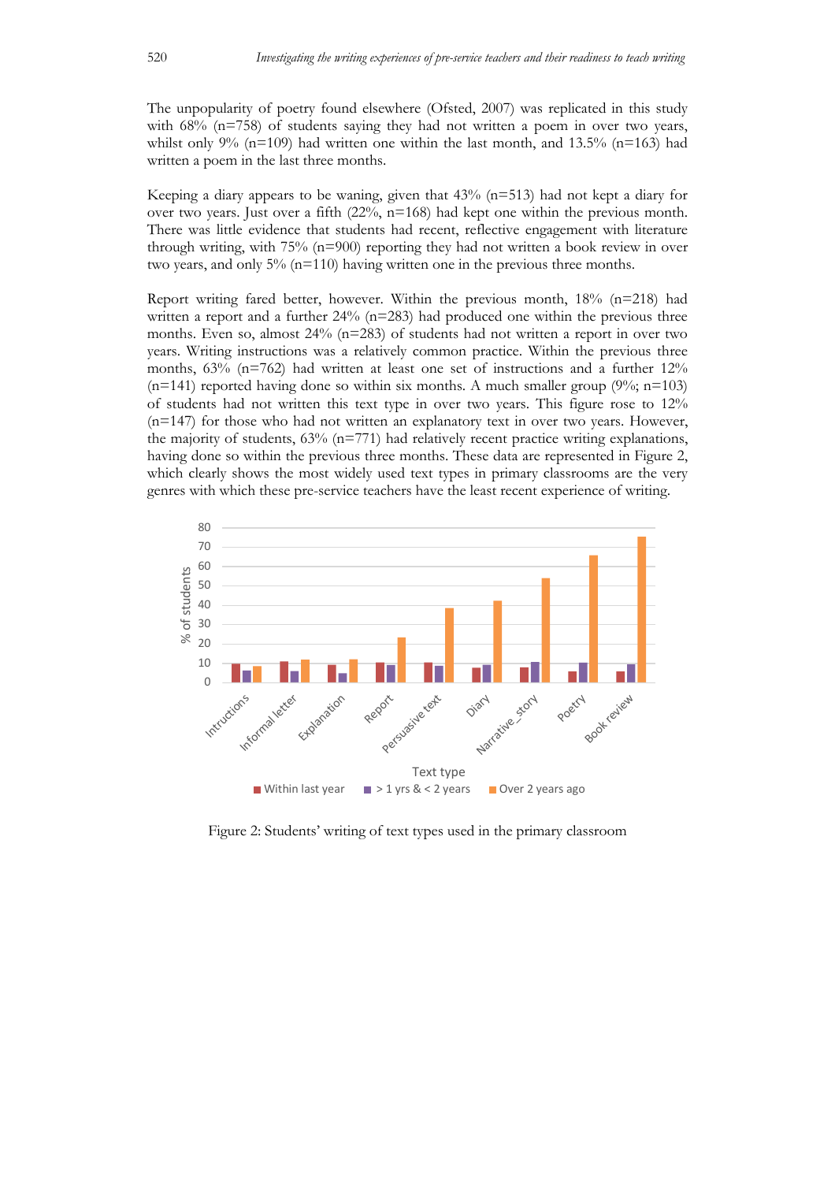The unpopularity of poetry found elsewhere (Ofsted, 2007) was replicated in this study with 68% (n=758) of students saying they had not written a poem in over two years, whilst only 9% (n=109) had written one within the last month, and 13.5% (n=163) had written a poem in the last three months.

Keeping a diary appears to be waning, given that 43% (n=513) had not kept a diary for over two years. Just over a fifth (22%, n=168) had kept one within the previous month. There was little evidence that students had recent, reflective engagement with literature through writing, with 75% (n=900) reporting they had not written a book review in over two years, and only 5% (n=110) having written one in the previous three months.

Report writing fared better, however. Within the previous month, 18% (n=218) had written a report and a further 24% (n=283) had produced one within the previous three months. Even so, almost 24% (n=283) of students had not written a report in over two years. Writing instructions was a relatively common practice. Within the previous three months, 63% (n=762) had written at least one set of instructions and a further 12% (n=141) reported having done so within six months. A much smaller group (9%; n=103) of students had not written this text type in over two years. This figure rose to 12% (n=147) for those who had not written an explanatory text in over two years. However, the majority of students, 63% (n=771) had relatively recent practice writing explanations, having done so within the previous three months. These data are represented in Figure 2, which clearly shows the most widely used text types in primary classrooms are the very genres with which these pre-service teachers have the least recent experience of writing.

Figure 2: Students' writing of text types used in the primary classroom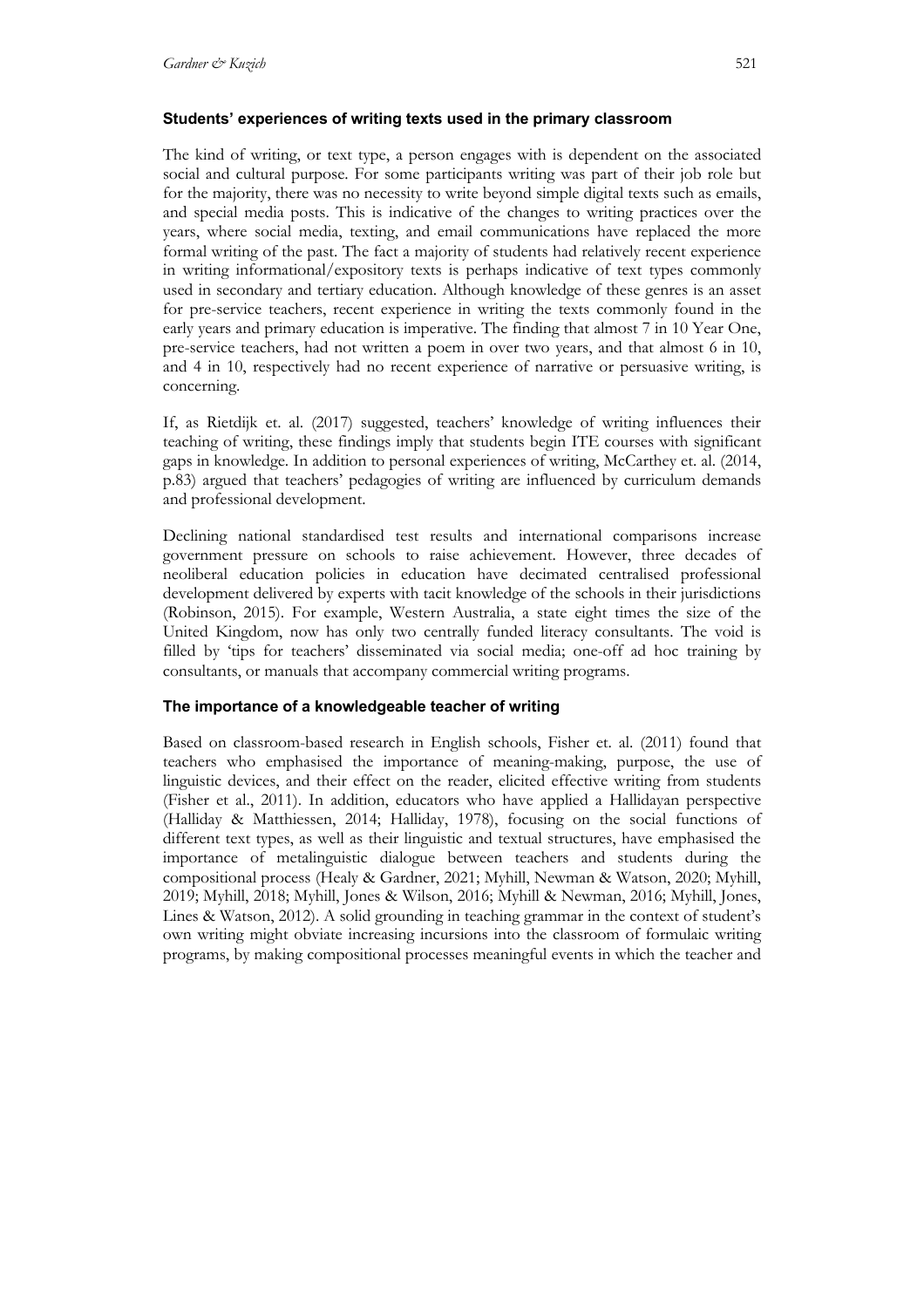### Students' experiences of writing texts used in the primary classroom

The kind of writing, or text type, a person engages with is dependent on the associated social and cultural purpose. For some participants writing was part of their job role but for the majority, there was no necessity to write beyond simple digital texts such as emails, and special media posts. This is indicative of the changes to writing practices over the years, where social media, texting, and email communications have replaced the more formal writing of the past. The fact a majority of students had relatively recent experience in writing informational/expository texts is perhaps indicative of text types commonly used in secondary and tertiary education. Although knowledge of these genres is an asset for pre-service teachers, recent experience in writing the texts commonly found in the early years and primary education is imperative. The finding that almost 7 in 10 Year One, pre-service teachers, had not written a poem in over two years, and that almost 6 in 10, and 4 in 10, respectively had no recent experience of narrative or persuasive writing, is concerning.

If, as Rietdijk et. al. (2017) suggested, teachers' knowledge of writing influences their teaching of writing, these findings imply that students begin ITE courses with significant gaps in knowledge. In addition to personal experiences of writing, McCarthey et. al. (2014, p.83) argued that teachers' pedagogies of writing are influenced by curriculum demands and professional development.

Declining national standardised test results and international comparisons increase government pressure on schools to raise achievement. However, three decades of neoliberal education policies in education have decimated centralised professional development delivered by experts with tacit knowledge of the schools in their jurisdictions (Robinson, 2015). For example, Western Australia, a state eight times the size of the United Kingdom, now has only two centrally funded literacy consultants. The void is filled by 'tips for teachers' disseminated via social media; one-off ad hoc training by consultants, or manuals that accompany commercial writing programs.

### The importance of a knowledgeable teacher of writing

Based on classroom-based research in English schools, Fisher et. al. (2011) found that teachers who emphasised the importance of meaning-making, purpose, the use of linguistic devices, and their effect on the reader, elicited effective writing from students (Fisher et al., 2011). In addition, educators who have applied a Hallidayan perspective (Halliday & Matthiessen, 2014; Halliday, 1978), focusing on the social functions of different text types, as well as their linguistic and textual structures, have emphasised the importance of metalinguistic dialogue between teachers and students during the compositional process (Healy & Gardner, 2021; Myhill, Newman & Watson, 2020; Myhill, 2019; Myhill, 2018; Myhill, Jones & Wilson, 2016; Myhill & Newman, 2016; Myhill, Jones, Lines & Watson, 2012). A solid grounding in teaching grammar in the context of student's own writing might obviate increasing incursions into the classroom of formulaic writing programs, by making compositional processes meaningful events in which the teacher and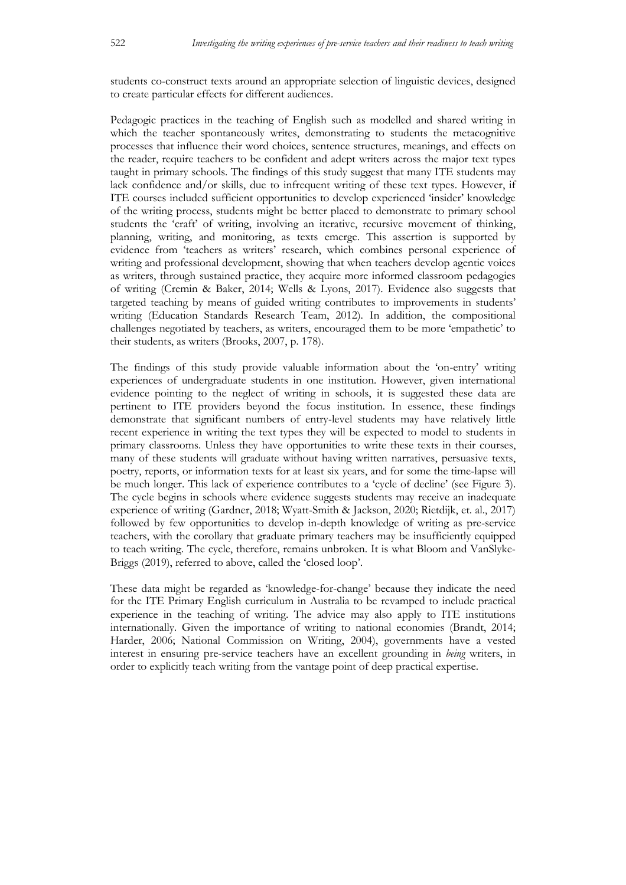students co-construct texts around an appropriate selection of linguistic devices, designed to create particular effects for different audiences.

Pedagogic practices in the teaching of English such as modelled and shared writing in which the teacher spontaneously writes, demonstrating to students the metacognitive processes that influence their word choices, sentence structures, meanings, and effects on the reader, require teachers to be confident and adept writers across the major text types taught in primary schools. The findings of this study suggest that many ITE students may lack confidence and/or skills, due to infrequent writing of these text types. However, if ITE courses included sufficient opportunities to develop experienced 'insider' knowledge of the writing process, students might be better placed to demonstrate to primary school students the 'craft' of writing, involving an iterative, recursive movement of thinking, planning, writing, and monitoring, as texts emerge. This assertion is supported by evidence from 'teachers as writers' research, which combines personal experience of writing and professional development, showing that when teachers develop agentic voices as writers, through sustained practice, they acquire more informed classroom pedagogies of writing (Cremin & Baker, 2014; Wells & Lyons, 2017). Evidence also suggests that targeted teaching by means of guided writing contributes to improvements in students' writing (Education Standards Research Team, 2012). In addition, the compositional challenges negotiated by teachers, as writers, encouraged them to be more 'empathetic' to their students, as writers (Brooks, 2007, p. 178).

The findings of this study provide valuable information about the 'on-entry' writing experiences of undergraduate students in one institution. However, given international evidence pointing to the neglect of writing in schools, it is suggested these data are pertinent to ITE providers beyond the focus institution. In essence, these findings demonstrate that significant numbers of entry-level students may have relatively little recent experience in writing the text types they will be expected to model to students in primary classrooms. Unless they have opportunities to write these texts in their courses, many of these students will graduate without having written narratives, persuasive texts, poetry, reports, or information texts for at least six years, and for some the time-lapse will be much longer. This lack of experience contributes to a 'cycle of decline' (see Figure 3). The cycle begins in schools where evidence suggests students may receive an inadequate experience of writing (Gardner, 2018; Wyatt-Smith & Jackson, 2020; Rietdijk, et. al., 2017) followed by few opportunities to develop in-depth knowledge of writing as pre-service teachers, with the corollary that graduate primary teachers may be insufficiently equipped to teach writing. The cycle, therefore, remains unbroken. It is what Bloom and VanSlyke-Briggs (2019), referred to above, called the 'closed loop'.

These data might be regarded as 'knowledge-for-change' because they indicate the need for the ITE Primary English curriculum in Australia to be revamped to include practical experience in the teaching of writing. The advice may also apply to ITE institutions internationally. Given the importance of writing to national economies (Brandt, 2014; Harder, 2006; National Commission on Writing, 2004), governments have a vested interest in ensuring pre-service teachers have an excellent grounding in *being* writers, in order to explicitly teach writing from the vantage point of deep practical expertise.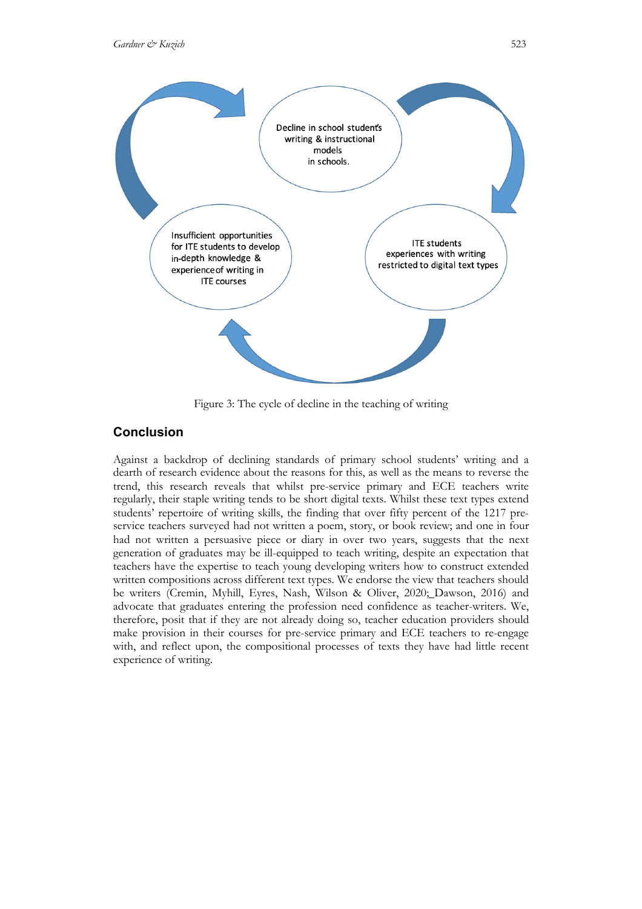Decline in school student's writing & instructional models in schools.

ITE students experiences with writing restricted to digital text types

Insufficient opportunities for ITE students to develop in-depth knowledge & experience of writing in ITE courses

Figure 3: The cycle of decline in the teaching of writing

## Conclusion

Against a backdrop of declining standards of primary school students' writing and a dearth of research evidence about the reasons for this, as well as the means to reverse the trend, this research reveals that whilst pre-service primary and ECE teachers write regularly, their staple writing tends to be short digital texts. Whilst these text types extend students' repertoire of writing skills, the finding that over fifty percent of the 1217 pre-service teachers surveyed had not written a poem, story, or book review; and one in four had not written a persuasive piece or diary in over two years, suggests that the next generation of graduates may be ill-equipped to teach writing, despite an expectation that teachers have the expertise to teach young developing writers how to construct extended written compositions across different text types. We endorse the view that teachers should be writers (Cremin, Myhill, Eyres, Nash, Wilson & Oliver, 2020; Dawson, 2016) and advocate that graduates entering the profession need confidence as teacher-writers. We, therefore, posit that if they are not already doing so, teacher education providers should make provision in their courses for pre-service primary and ECE teachers to re-engage with, and reflect upon, the compositional processes of texts they have had little recent experience of writing.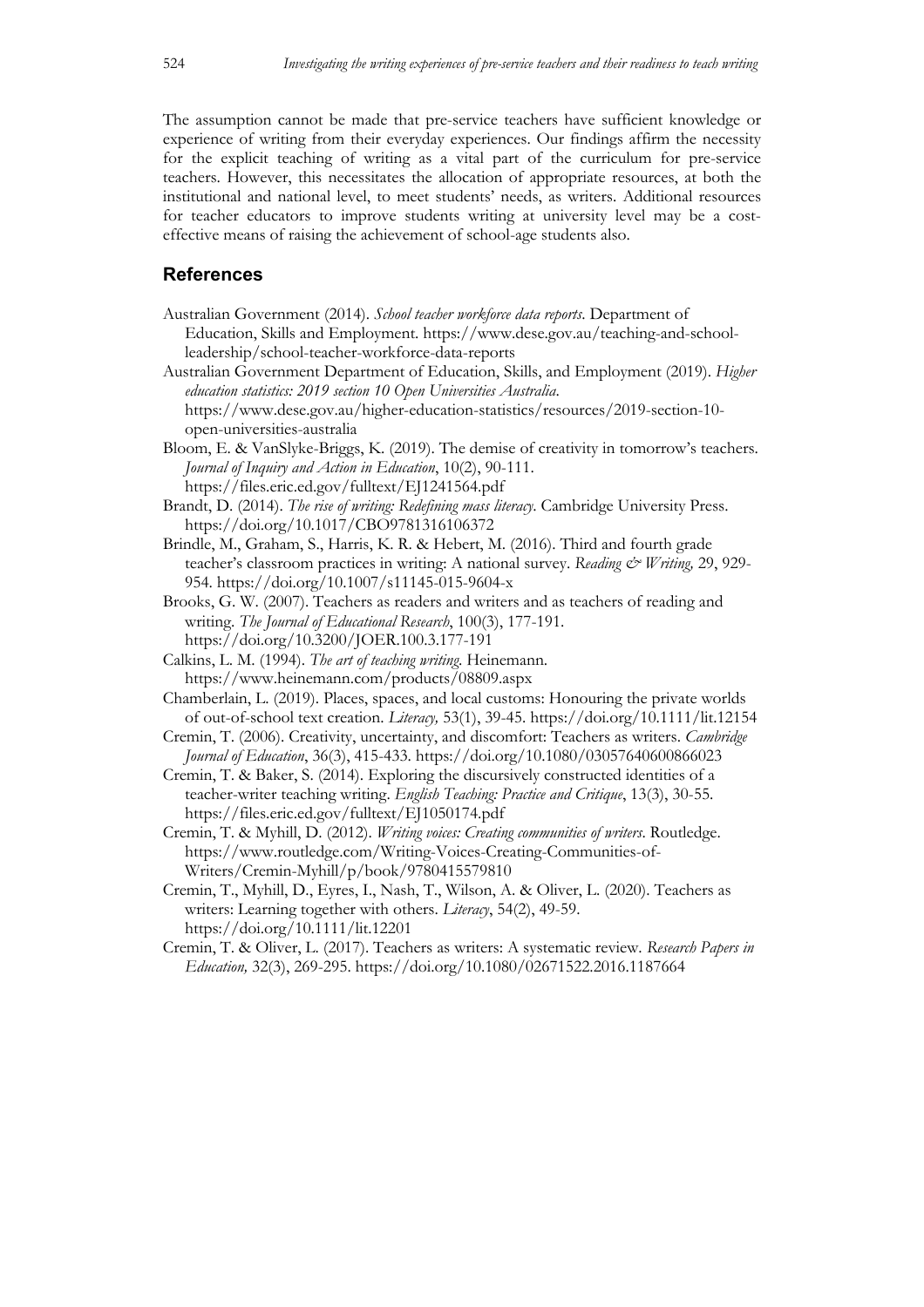The assumption cannot be made that pre-service teachers have sufficient knowledge or experience of writing from their everyday experiences. Our findings affirm the necessity for the explicit teaching of writing as a vital part of the curriculum for pre-service teachers. However, this necessitates the allocation of appropriate resources, at both the institutional and national level, to meet students' needs, as writers. Additional resources for teacher educators to improve students writing at university level may be a cost-effective means of raising the achievement of school-age students also.

## References

Australian Government (2014). *School teacher workforce data reports*. Department of Education, Skills and Employment. https://www.dese.gov.au/teaching-and-school-leadership/school-teacher-workforce-data-reports

Australian Government Department of Education, Skills, and Employment (2019). *Higher education statistics: 2019 section 10 Open Universities Australia*. https://www.dese.gov.au/higher-education-statistics/resources/2019-section-10-open-universities-australia

Bloom, E. & VanSlyke-Briggs, K. (2019). The demise of creativity in tomorrow's teachers. *Journal of Inquiry and Action in Education*, 10(2), 90-111. https://files.eric.ed.gov/fulltext/EJ1241564.pdf

Brandt, D. (2014). *The rise of writing: Redefining mass literacy*. Cambridge University Press. https://doi.org/10.1017/CBO9781316106372

Brindle, M., Graham, S., Harris, K. R. & Hebert, M. (2016). Third and fourth grade teacher's classroom practices in writing: A national survey. *Reading & Writing,* 29, 929-954. https://doi.org/10.1007/s11145-015-9604-x

Brooks, G. W. (2007). Teachers as readers and writers and as teachers of reading and writing. *The Journal of Educational Research*, 100(3), 177-191. https://doi.org/10.3200/JOER.100.3.177-191

Calkins, L. M. (1994). *The art of teaching writing*. Heinemann. https://www.heinemann.com/products/08809.aspx

Chamberlain, L. (2019). Places, spaces, and local customs: Honouring the private worlds of out-of-school text creation. *Literacy,* 53(1), 39-45. https://doi.org/10.1111/lit.12154

Cremin, T. (2006). Creativity, uncertainty, and discomfort: Teachers as writers. *Cambridge Journal of Education*, 36(3), 415-433. https://doi.org/10.1080/03057640600866023

Cremin, T. & Baker, S. (2014). Exploring the discursively constructed identities of a teacher-writer teaching writing. *English Teaching: Practice and Critique*, 13(3), 30-55. https://files.eric.ed.gov/fulltext/EJ1050174.pdf

Cremin, T. & Myhill, D. (2012). *Writing voices: Creating communities of writers*. Routledge. https://www.routledge.com/Writing-Voices-Creating-Communities-of-Writers/Cremin-Myhill/p/book/9780415579810

Cremin, T., Myhill, D., Eyres, I., Nash, T., Wilson, A. & Oliver, L. (2020). Teachers as writers: Learning together with others. *Literacy*, 54(2), 49-59. https://doi.org/10.1111/lit.12201

Cremin, T. & Oliver, L. (2017). Teachers as writers: A systematic review. *Research Papers in Education,* 32(3), 269-295. https://doi.org/10.1080/02671522.2016.1187664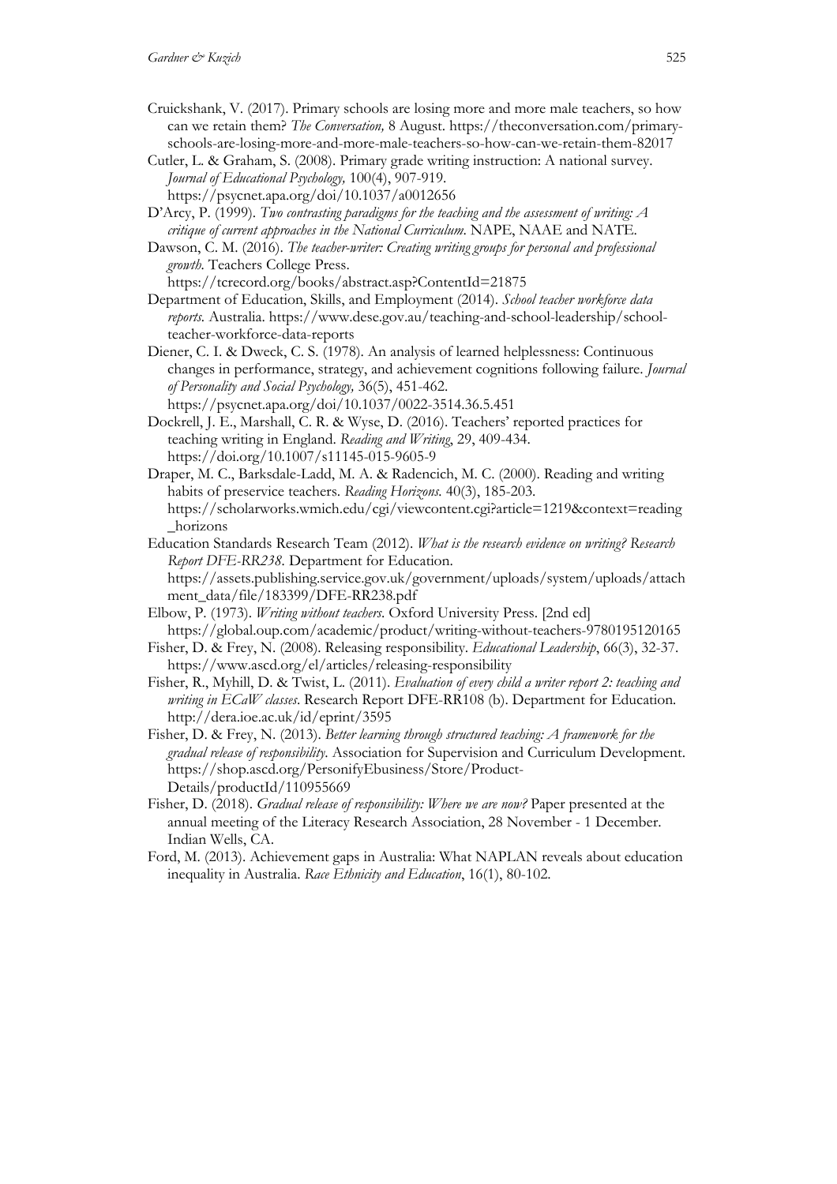Cruickshank, V. (2017). Primary schools are losing more and more male teachers, so how can we retain them? *The Conversation,* 8 August. https://theconversation.com/primary-schools-are-losing-more-and-more-male-teachers-so-how-can-we-retain-them-82017

Cutler, L. & Graham, S. (2008). Primary grade writing instruction: A national survey. *Journal of Educational Psychology,* 100(4), 907-919. https://psycnet.apa.org/doi/10.1037/a0012656

D'Arcy, P. (1999). *Two contrasting paradigms for the teaching and the assessment of writing: A critique of current approaches in the National Curriculum.* NAPE, NAAE and NATE.

Dawson, C. M. (2016). *The teacher-writer: Creating writing groups for personal and professional growth.* Teachers College Press. https://tcrecord.org/books/abstract.asp?ContentId=21875

Department of Education, Skills, and Employment (2014). *School teacher workforce data reports.* Australia. https://www.dese.gov.au/teaching-and-school-leadership/school-teacher-workforce-data-reports

Diener, C. I. & Dweck, C. S. (1978). An analysis of learned helplessness: Continuous changes in performance, strategy, and achievement cognitions following failure. *Journal of Personality and Social Psychology,* 36(5), 451-462. https://psycnet.apa.org/doi/10.1037/0022-3514.36.5.451

Dockrell, J. E., Marshall, C. R. & Wyse, D. (2016). Teachers' reported practices for teaching writing in England. *Reading and Writing*, 29, 409-434. https://doi.org/10.1007/s11145-015-9605-9

Draper, M. C., Barksdale-Ladd, M. A. & Radencich, M. C. (2000). Reading and writing habits of preservice teachers. *Reading Horizons.* 40(3), 185-203. https://scholarworks.wmich.edu/cgi/viewcontent.cgi?article=1219&context=reading_horizons

Education Standards Research Team (2012). *What is the research evidence on writing? Research Report DFE-RR238*. Department for Education. https://assets.publishing.service.gov.uk/government/uploads/system/uploads/attachment_data/file/183399/DFE-RR238.pdf

Elbow, P. (1973). *Writing without teachers*. Oxford University Press. [2nd ed] https://global.oup.com/academic/product/writing-without-teachers-9780195120165

Fisher, D. & Frey, N. (2008). Releasing responsibility. *Educational Leadership*, 66(3), 32-37. https://www.ascd.org/el/articles/releasing-responsibility

Fisher, R., Myhill, D. & Twist, L. (2011). *Evaluation of every child a writer report 2: teaching and writing in ECaW classes*. Research Report DFE-RR108 (b). Department for Education. http://dera.ioe.ac.uk/id/eprint/3595

Fisher, D. & Frey, N. (2013). *Better learning through structured teaching: A framework for the gradual release of responsibility*. Association for Supervision and Curriculum Development. https://shop.ascd.org/PersonifyEbusiness/Store/Product-Details/productId/110955669

Fisher, D. (2018). *Gradual release of responsibility: Where we are now?* Paper presented at the annual meeting of the Literacy Research Association, 28 November - 1 December. Indian Wells, CA.

Ford, M. (2013). Achievement gaps in Australia: What NAPLAN reveals about education inequality in Australia. *Race Ethnicity and Education*, 16(1), 80-102.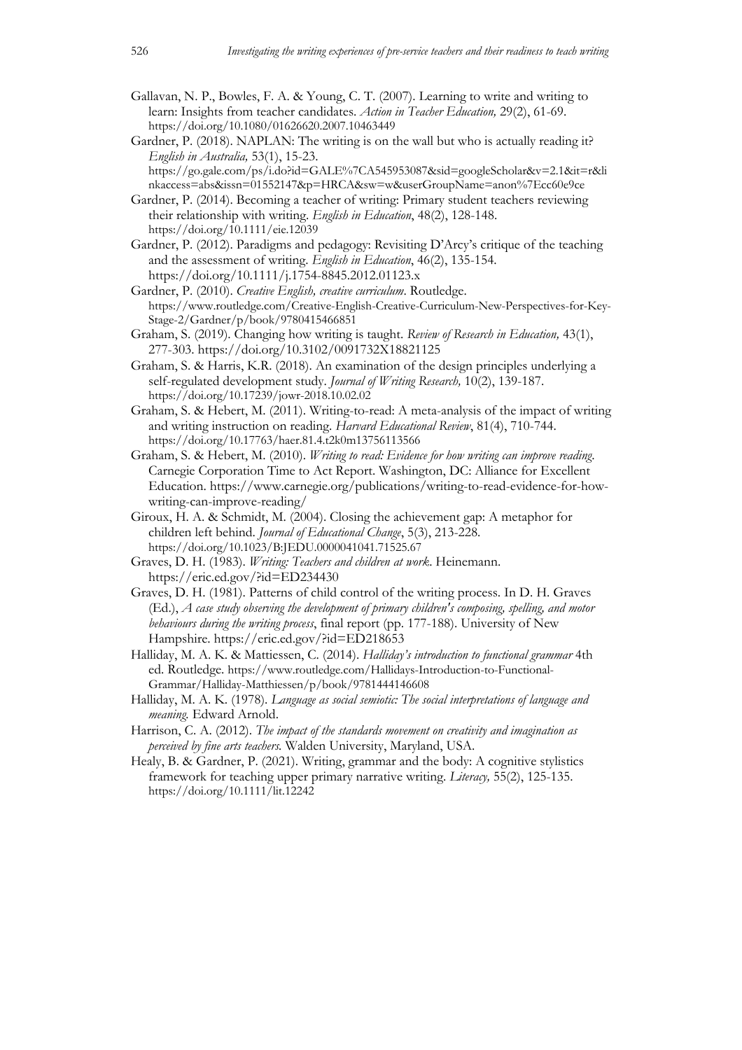Gallavan, N. P., Bowles, F. A. & Young, C. T. (2007). Learning to write and writing to learn: Insights from teacher candidates. *Action in Teacher Education,* 29(2), 61-69. https://doi.org/10.1080/01626620.2007.10463449

Gardner, P. (2018). NAPLAN: The writing is on the wall but who is actually reading it? *English in Australia,* 53(1), 15-23. https://go.gale.com/ps/i.do?id=GALE%7CA545953087&sid=googleScholar&v=2.1&it=r&linkaccess=abs&issn=01552147&p=HRCA&sw=w&userGroupName=anon%7Ecc60e9ce

Gardner, P. (2014). Becoming a teacher of writing: Primary student teachers reviewing their relationship with writing. *English in Education*, 48(2), 128-148. https://doi.org/10.1111/eie.12039

Gardner, P. (2012). Paradigms and pedagogy: Revisiting D'Arcy's critique of the teaching and the assessment of writing. *English in Education*, 46(2), 135-154. https://doi.org/10.1111/j.1754-8845.2012.01123.x

Gardner, P. (2010). *Creative English, creative curriculum*. Routledge. https://www.routledge.com/Creative-English-Creative-Curriculum-New-Perspectives-for-Key-Stage-2/Gardner/p/book/9780415466851

Graham, S. (2019). Changing how writing is taught. *Review of Research in Education,* 43(1), 277-303. https://doi.org/10.3102/0091732X18821125

Graham, S. & Harris, K.R. (2018). An examination of the design principles underlying a self-regulated development study. *Journal of Writing Research,* 10(2), 139-187. https://doi.org/10.17239/jowr-2018.10.02.02

Graham, S. & Hebert, M. (2011). Writing-to-read: A meta-analysis of the impact of writing and writing instruction on reading. *Harvard Educational Review*, 81(4), 710-744. https://doi.org/10.17763/haer.81.4.t2k0m13756113566

Graham, S. & Hebert, M. (2010). *Writing to read: Evidence for how writing can improve reading.* Carnegie Corporation Time to Act Report. Washington, DC: Alliance for Excellent Education. https://www.carnegie.org/publications/writing-to-read-evidence-for-how-writing-can-improve-reading/

Giroux, H. A. & Schmidt, M. (2004). Closing the achievement gap: A metaphor for children left behind. *Journal of Educational Change*, 5(3), 213-228. https://doi.org/10.1023/B:JEDU.0000041041.71525.67

Graves, D. H. (1983). *Writing: Teachers and children at work*. Heinemann. https://eric.ed.gov/?id=ED234430

Graves, D. H. (1981). Patterns of child control of the writing process. In D. H. Graves (Ed.), *A case study observing the development of primary children's composing, spelling, and motor behaviours during the writing process*, final report (pp. 177-188). University of New Hampshire. https://eric.ed.gov/?id=ED218653

Halliday, M. A. K. & Mattiessen, C. (2014). *Halliday's introduction to functional grammar* 4th ed. Routledge. https://www.routledge.com/Hallidays-Introduction-to-Functional-Grammar/Halliday-Matthiessen/p/book/9781444146608

Halliday, M. A. K. (1978). *Language as social semiotic: The social interpretations of language and meaning.* Edward Arnold.

Harrison, C. A. (2012). *The impact of the standards movement on creativity and imagination as perceived by fine arts teachers.* Walden University, Maryland, USA.

Healy, B. & Gardner, P. (2021). Writing, grammar and the body: A cognitive stylistics framework for teaching upper primary narrative writing. *Literacy,* 55(2), 125-135. https://doi.org/10.1111/lit.12242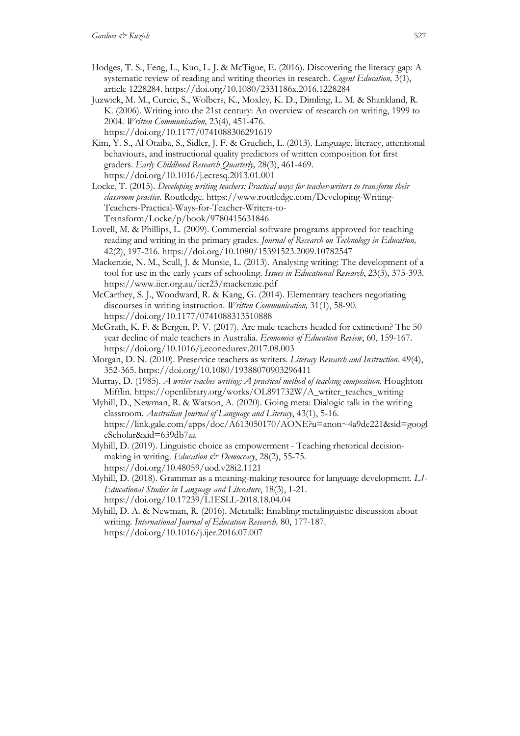Hodges, T. S., Feng, L., Kuo, L. J. & McTigue, E. (2016). Discovering the literacy gap: A systematic review of reading and writing theories in research. *Cogent Education,* 3(1), article 1228284. https://doi.org/10.1080/2331186x.2016.1228284

Juzwick, M. M., Curcic, S., Wolbers, K., Moxley, K. D., Dimling, L. M. & Shankland, R. K. (2006). Writing into the 21st century: An overview of research on writing, 1999 to 2004. *Written Communication,* 23(4), 451-476. https://doi.org/10.1177/0741088306291619

Kim, Y. S., Al Otaiba, S., Sidler, J. F. & Gruelich, L. (2013). Language, literacy, attentional behaviours, and instructional quality predictors of written composition for first graders. *Early Childhood Research Quarterly,* 28(3), 461-469. https://doi.org/10.1016/j.ecresq.2013.01.001

Locke, T. (2015). *Developing writing teachers: Practical ways for teacher-writers to transform their classroom practice.* Routledge. https://www.routledge.com/Developing-Writing-Teachers-Practical-Ways-for-Teacher-Writers-to-Transform/Locke/p/book/9780415631846

Lovell, M. & Phillips, L. (2009). Commercial software programs approved for teaching reading and writing in the primary grades. *Journal of Research on Technology in Education,* 42(2), 197-216. https://doi.org/10.1080/15391523.2009.10782547

Mackenzie, N. M., Scull, J. & Munsie, L. (2013). Analysing writing: The development of a tool for use in the early years of schooling. *Issues in Educational Research*, 23(3), 375-393. https://www.iier.org.au/iier23/mackenzie.pdf

McCarthey, S. J., Woodward, R. & Kang, G. (2014). Elementary teachers negotiating discourses in writing instruction. *Written Communication,* 31(1), 58-90. https://doi.org/10.1177/0741088313510888

McGrath, K. F. & Bergen, P. V. (2017). Are male teachers headed for extinction? The 50 year decline of male teachers in Australia. *Economics of Education Review*, 60, 159-167. https://doi.org/10.1016/j.econedurev.2017.08.003

Morgan, D. N. (2010). Preservice teachers as writers. *Literacy Research and Instruction.* 49(4), 352-365. https://doi.org/10.1080/19388070903296411

Murray, D. (1985). *A writer teaches writing: A practical method of teaching composition.* Houghton Mifflin. https://openlibrary.org/works/OL891732W/A_writer_teaches_writing

Myhill, D., Newman, R. & Watson, A. (2020). Going meta: Dialogic talk in the writing classroom. *Australian Journal of Language and Literacy*, 43(1), 5-16. https://link.gale.com/apps/doc/A613050170/AONE?u=anon~4a9de221&sid=googleScholar&xid=639db7aa

Myhill, D. (2019). Linguistic choice as empowerment - Teaching rhetorical decision-making in writing. *Education & Democracy*, 28(2), 55-75. https://doi.org/10.48059/uod.v28i2.1121

Myhill, D. (2018). Grammar as a meaning-making resource for language development. *L1-Educational Studies in Language and Literature*, 18(3), 1-21. https://doi.org/10.17239/L1ESLL-2018.18.04.04

Myhill, D. A. & Newman, R. (2016). Metatalk: Enabling metalinguistic discussion about writing. *International Journal of Education Research,* 80, 177-187. https://doi.org/10.1016/j.ijer.2016.07.007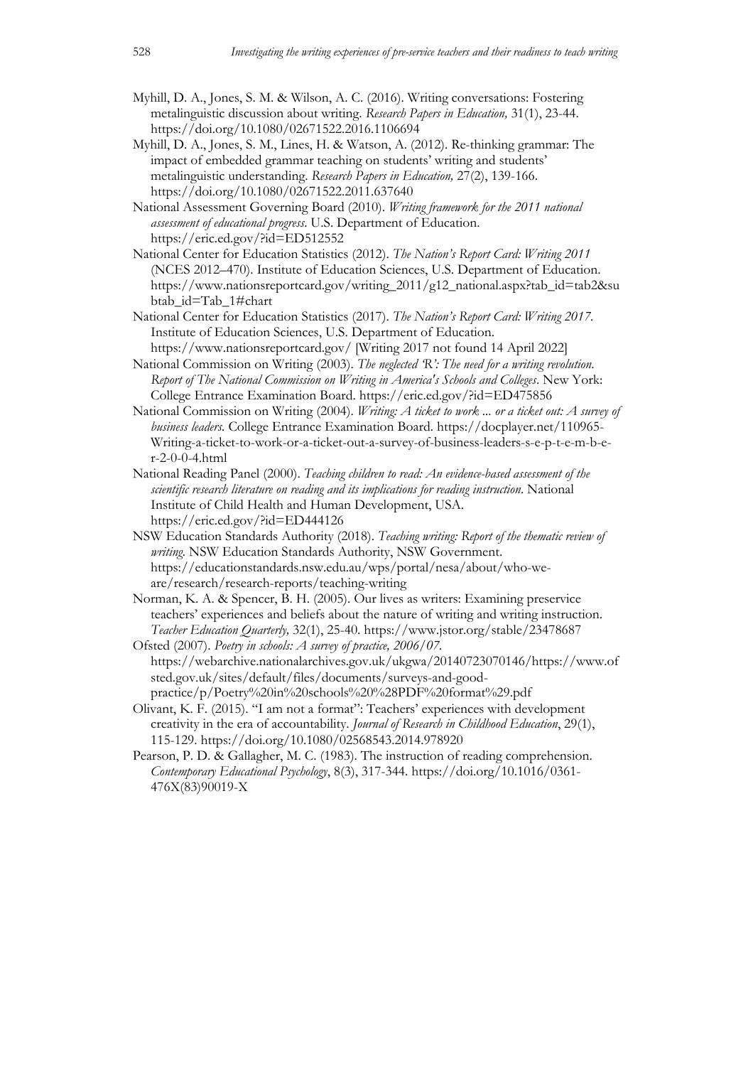Myhill, D. A., Jones, S. M. & Wilson, A. C. (2016). Writing conversations: Fostering metalinguistic discussion about writing. *Research Papers in Education,* 31(1), 23-44. https://doi.org/10.1080/02671522.2016.1106694

Myhill, D. A., Jones, S. M., Lines, H. & Watson, A. (2012). Re-thinking grammar: The impact of embedded grammar teaching on students' writing and students' metalinguistic understanding. *Research Papers in Education,* 27(2), 139-166. https://doi.org/10.1080/02671522.2011.637640

National Assessment Governing Board (2010). *Writing framework for the 2011 national assessment of educational progress*. U.S. Department of Education. https://eric.ed.gov/?id=ED512552

National Center for Education Statistics (2012). *The Nation's Report Card: Writing 2011* (NCES 2012–470). Institute of Education Sciences, U.S. Department of Education. https://www.nationsreportcard.gov/writing_2011/g12_national.aspx?tab_id=tab2&subtab_id=Tab_1#chart

National Center for Education Statistics (2017). *The Nation's Report Card: Writing 2017*. Institute of Education Sciences, U.S. Department of Education. https://www.nationsreportcard.gov/ [Writing 2017 not found 14 April 2022]

National Commission on Writing (2003). *The neglected 'R': The need for a writing revolution. Report of The National Commission on Writing in America's Schools and Colleges*. New York: College Entrance Examination Board. https://eric.ed.gov/?id=ED475856

National Commission on Writing (2004). *Writing: A ticket to work ... or a ticket out: A survey of business leaders*. College Entrance Examination Board. https://docplayer.net/110965-Writing-a-ticket-to-work-or-a-ticket-out-a-survey-of-business-leaders-s-e-p-t-e-m-b-e-r-2-0-0-4.html

National Reading Panel (2000). *Teaching children to read: An evidence-based assessment of the scientific research literature on reading and its implications for reading instruction*. National Institute of Child Health and Human Development, USA. https://eric.ed.gov/?id=ED444126

NSW Education Standards Authority (2018). *Teaching writing: Report of the thematic review of writing*. NSW Education Standards Authority, NSW Government. https://educationstandards.nsw.edu.au/wps/portal/nesa/about/who-we-are/research/research-reports/teaching-writing

Norman, K. A. & Spencer, B. H. (2005). Our lives as writers: Examining preservice teachers' experiences and beliefs about the nature of writing and writing instruction. *Teacher Education Quarterly,* 32(1), 25-40. https://www.jstor.org/stable/23478687

Ofsted (2007). *Poetry in schools: A survey of practice, 2006/07*. https://webarchive.nationalarchives.gov.uk/ukgwa/20140723070146/https://www.ofsted.gov.uk/sites/default/files/documents/surveys-and-good-practice/p/Poetry%20in%20schools%20%28PDF%20format%29.pdf

Olivant, K. F. (2015). "I am not a format": Teachers' experiences with development creativity in the era of accountability. *Journal of Research in Childhood Education*, 29(1), 115-129. https://doi.org/10.1080/02568543.2014.978920

Pearson, P. D. & Gallagher, M. C. (1983). The instruction of reading comprehension. *Contemporary Educational Psychology*, 8(3), 317-344. https://doi.org/10.1016/0361-476X(83)90019-X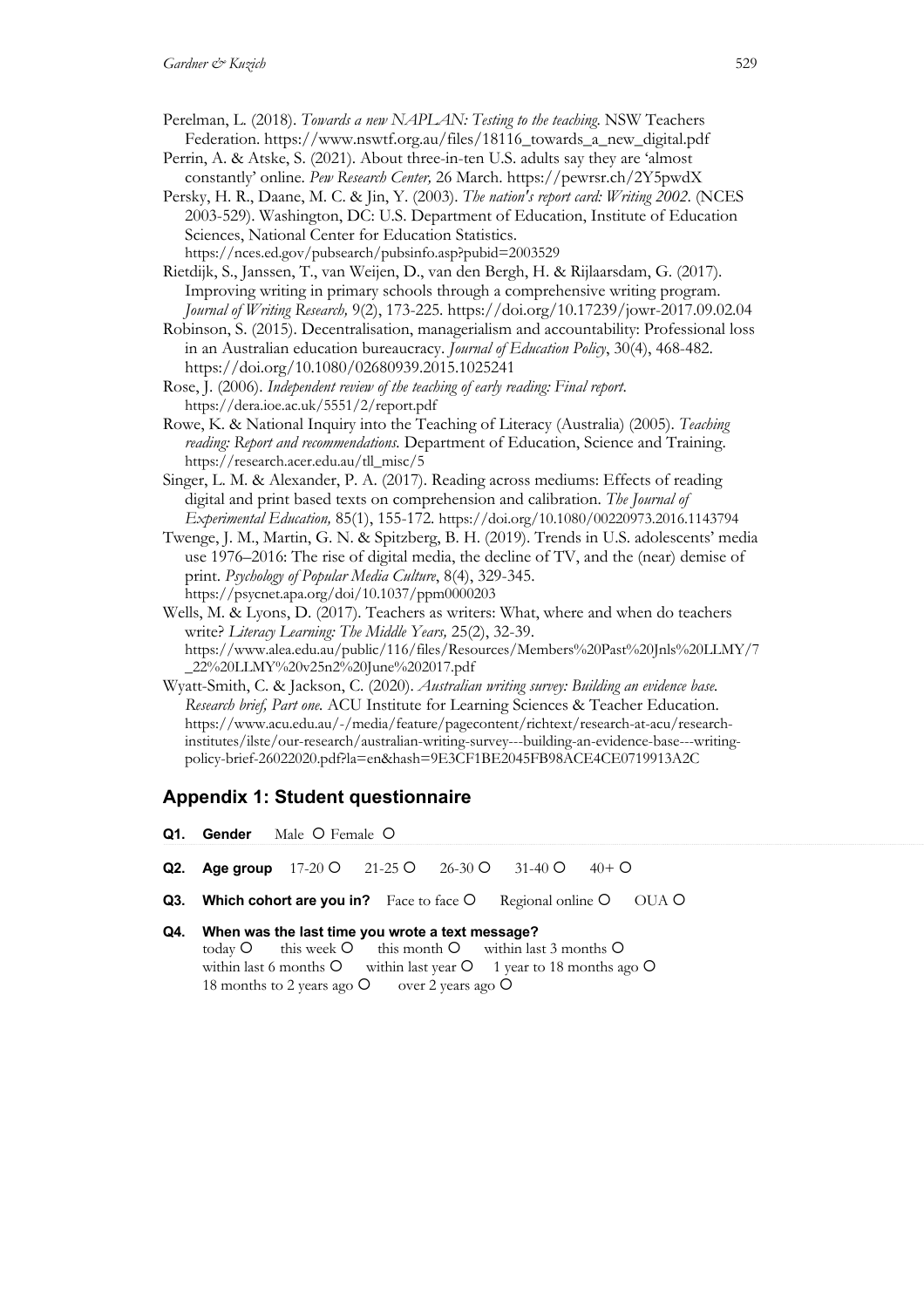Perelman, L. (2018). *Towards a new NAPLAN: Testing to the teaching.* NSW Teachers Federation. https://www.nswtf.org.au/files/18116_towards_a_new_digital.pdf

Perrin, A. & Atske, S. (2021). About three-in-ten U.S. adults say they are 'almost constantly' online. *Pew Research Center,* 26 March. https://pewrsr.ch/2Y5pwdX

Persky, H. R., Daane, M. C. & Jin, Y. (2003). *The nation's report card: Writing 2002.* (NCES 2003-529). Washington, DC: U.S. Department of Education, Institute of Education Sciences, National Center for Education Statistics. https://nces.ed.gov/pubsearch/pubsinfo.asp?pubid=2003529

Rietdijk, S., Janssen, T., van Weijen, D., van den Bergh, H. & Rijlaarsdam, G. (2017). Improving writing in primary schools through a comprehensive writing program. *Journal of Writing Research,* 9(2), 173-225. https://doi.org/10.17239/jowr-2017.09.02.04

Robinson, S. (2015). Decentralisation, managerialism and accountability: Professional loss in an Australian education bureaucracy. *Journal of Education Policy*, 30(4), 468-482. https://doi.org/10.1080/02680939.2015.1025241

Rose, J. (2006). *Independent review of the teaching of early reading: Final report.* https://dera.ioe.ac.uk/5551/2/report.pdf

Rowe, K. & National Inquiry into the Teaching of Literacy (Australia) (2005). *Teaching reading: Report and recommendations.* Department of Education, Science and Training. https://research.acer.edu.au/tll_misc/5

Singer, L. M. & Alexander, P. A. (2017). Reading across mediums: Effects of reading digital and print based texts on comprehension and calibration. *The Journal of Experimental Education,* 85(1), 155-172. https://doi.org/10.1080/00220973.2016.1143794

Twenge, J. M., Martin, G. N. & Spitzberg, B. H. (2019). Trends in U.S. adolescents' media use 1976–2016: The rise of digital media, the decline of TV, and the (near) demise of print. *Psychology of Popular Media Culture*, 8(4), 329-345. https://psycnet.apa.org/doi/10.1037/ppm0000203

Wells, M. & Lyons, D. (2017). Teachers as writers: What, where and when do teachers write? *Literacy Learning: The Middle Years,* 25(2), 32-39. https://www.alea.edu.au/public/116/files/Resources/Members%20Past%20Jnls%20LLMY/7_22%20LLMY%20v25n2%20June%202017.pdf

Wyatt-Smith, C. & Jackson, C. (2020). *Australian writing survey: Building an evidence base. Research brief, Part one.* ACU Institute for Learning Sciences & Teacher Education. https://www.acu.edu.au/-/media/feature/pagecontent/richtext/research-at-acu/research-institutes/ilste/our-research/australian-writing-survey---building-an-evidence-base---writing-policy-brief-26022020.pdf?la=en&hash=9E3CF1BE2045FB98ACE4CE0719913A2C

## Appendix 1: Student questionnaire

**Q1. Gender** Male O Female O

**Q2. Age group** 17-20 O 21-25 O 26-30 O 31-40 O 40+ O

**Q3. Which cohort are you in?** Face to face O Regional online O OUA O

**Q4. When was the last time you wrote a text message?**
today O this week O this month O within last 3 months O
within last 6 months O within last year O 1 year to 18 months ago O
18 months to 2 years ago O over 2 years ago O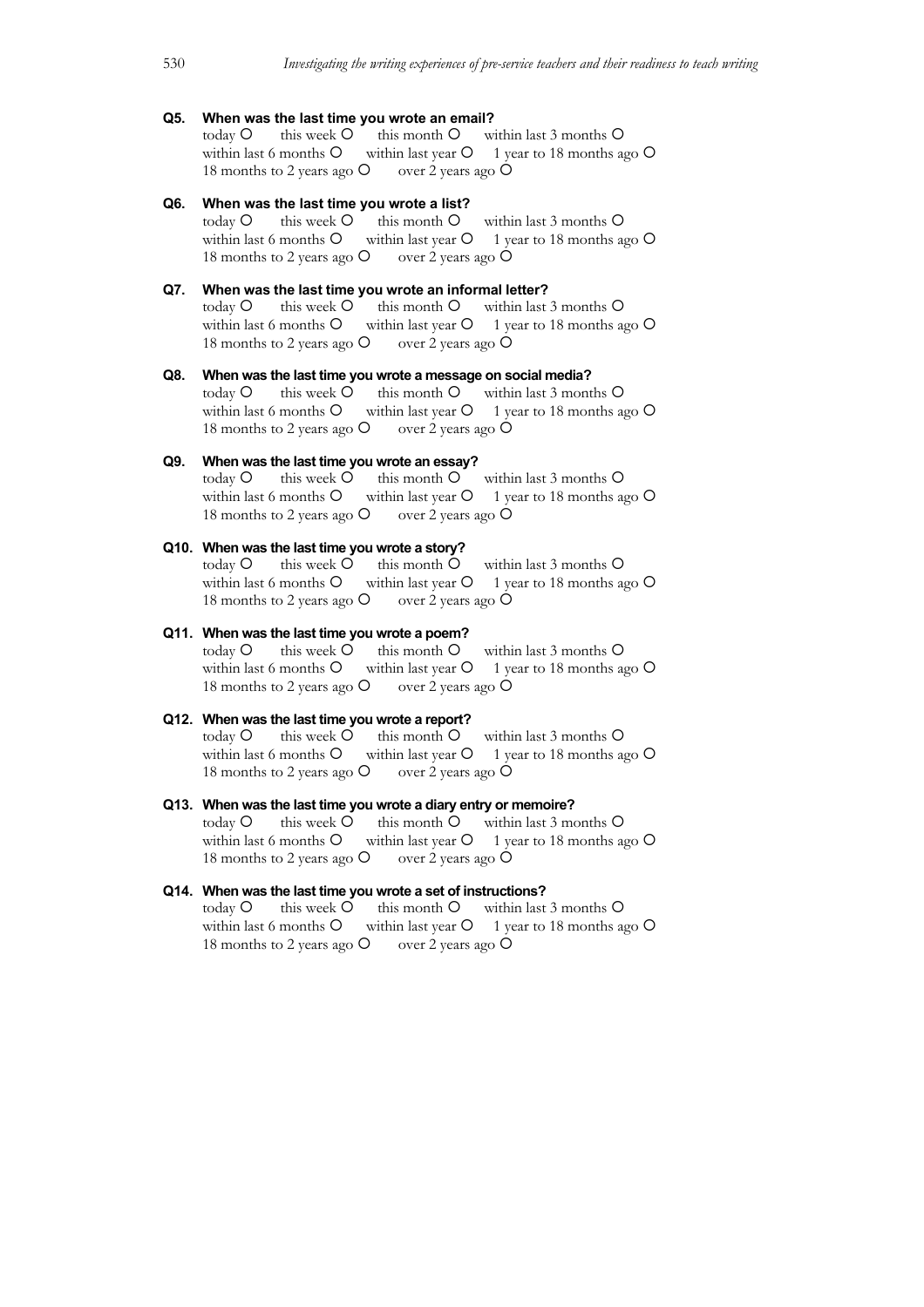**Q5. When was the last time you wrote an email?**
today O this week O this month O within last 3 months O
within last 6 months O within last year O 1 year to 18 months ago O
18 months to 2 years ago O over 2 years ago O

**Q6. When was the last time you wrote a list?**
today O this week O this month O within last 3 months O
within last 6 months O within last year O 1 year to 18 months ago O
18 months to 2 years ago O over 2 years ago O

**Q7. When was the last time you wrote an informal letter?**
today O this week O this month O within last 3 months O
within last 6 months O within last year O 1 year to 18 months ago O
18 months to 2 years ago O over 2 years ago O

**Q8. When was the last time you wrote a message on social media?**
today O this week O this month O within last 3 months O
within last 6 months O within last year O 1 year to 18 months ago O
18 months to 2 years ago O over 2 years ago O

**Q9. When was the last time you wrote an essay?**
today O this week O this month O within last 3 months O
within last 6 months O within last year O 1 year to 18 months ago O
18 months to 2 years ago O over 2 years ago O

**Q10. When was the last time you wrote a story?**
today O this week O this month O within last 3 months O
within last 6 months O within last year O 1 year to 18 months ago O
18 months to 2 years ago O over 2 years ago O

**Q11. When was the last time you wrote a poem?**
today O this week O this month O within last 3 months O
within last 6 months O within last year O 1 year to 18 months ago O
18 months to 2 years ago O over 2 years ago O

**Q12. When was the last time you wrote a report?**
today O this week O this month O within last 3 months O
within last 6 months O within last year O 1 year to 18 months ago O
18 months to 2 years ago O over 2 years ago O

**Q13. When was the last time you wrote a diary entry or memoire?**
today O this week O this month O within last 3 months O
within last 6 months O within last year O 1 year to 18 months ago O
18 months to 2 years ago O over 2 years ago O

**Q14. When was the last time you wrote a set of instructions?**
today O this week O this month O within last 3 months O
within last 6 months O within last year O 1 year to 18 months ago O
18 months to 2 years ago O over 2 years ago O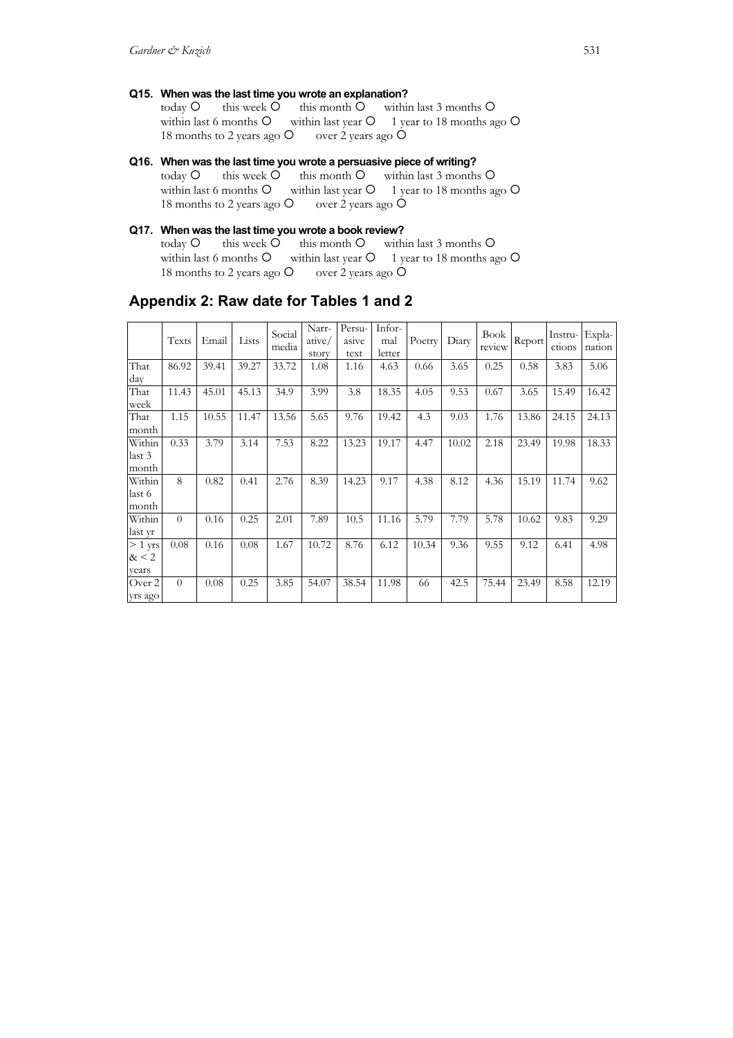**Q15. When was the last time you wrote an explanation?**

today O this week O this month O within last 3 months O
within last 6 months O within last year O 1 year to 18 months ago O
18 months to 2 years ago O over 2 years ago O

**Q16. When was the last time you wrote a persuasive piece of writing?**

today O this week O this month O within last 3 months O
within last 6 months O within last year O 1 year to 18 months ago O
18 months to 2 years ago O over 2 years ago O

**Q17. When was the last time you wrote a book review?**

today O this week O this month O within last 3 months O
within last 6 months O within last year O 1 year to 18 months ago O
18 months to 2 years ago O over 2 years ago O

## Appendix 2: Raw date for Tables 1 and 2

| | Texts | Email | Lists | Social media | Narr-ative/ story | Persu-asive text | Infor-mal letter | Poetry | Diary | Book review | Report | Instru-ctions | Expla-nation |
|---|---|---|---|---|---|---|---|---|---|---|---|---|---|
| That day | 86.92 | 39.41 | 39.27 | 33.72 | 1.08 | 1.16 | 4.63 | 0.66 | 3.65 | 0.25 | 0.58 | 3.83 | 5.06 |
| That week | 11.43 | 45.01 | 45.13 | 34.9 | 3.99 | 3.8 | 18.35 | 4.05 | 9.53 | 0.67 | 3.65 | 15.49 | 16.42 |
| That month | 1.15 | 10.55 | 11.47 | 13.56 | 5.65 | 9.76 | 19.42 | 4.3 | 9.03 | 1.76 | 13.86 | 24.15 | 24.13 |
| Within last 3 month | 0.33 | 3.79 | 3.14 | 7.53 | 8.22 | 13.23 | 19.17 | 4.47 | 10.02 | 2.18 | 23.49 | 19.98 | 18.33 |
| Within last 6 month | 8 | 0.82 | 0.41 | 2.76 | 8.39 | 14.23 | 9.17 | 4.38 | 8.12 | 4.36 | 15.19 | 11.74 | 9.62 |
| Within last yr | 0 | 0.16 | 0.25 | 2.01 | 7.89 | 10.5 | 11.16 | 5.79 | 7.79 | 5.78 | 10.62 | 9.83 | 9.29 |
| > 1 yrs & < 2 years | 0.08 | 0.16 | 0.08 | 1.67 | 10.72 | 8.76 | 6.12 | 10.34 | 9.36 | 9.55 | 9.12 | 6.41 | 4.98 |
| Over 2 yrs ago | 0 | 0.08 | 0.25 | 3.85 | 54.07 | 38.54 | 11.98 | 66 | 42.5 | 75.44 | 23.49 | 8.58 | 12.19 |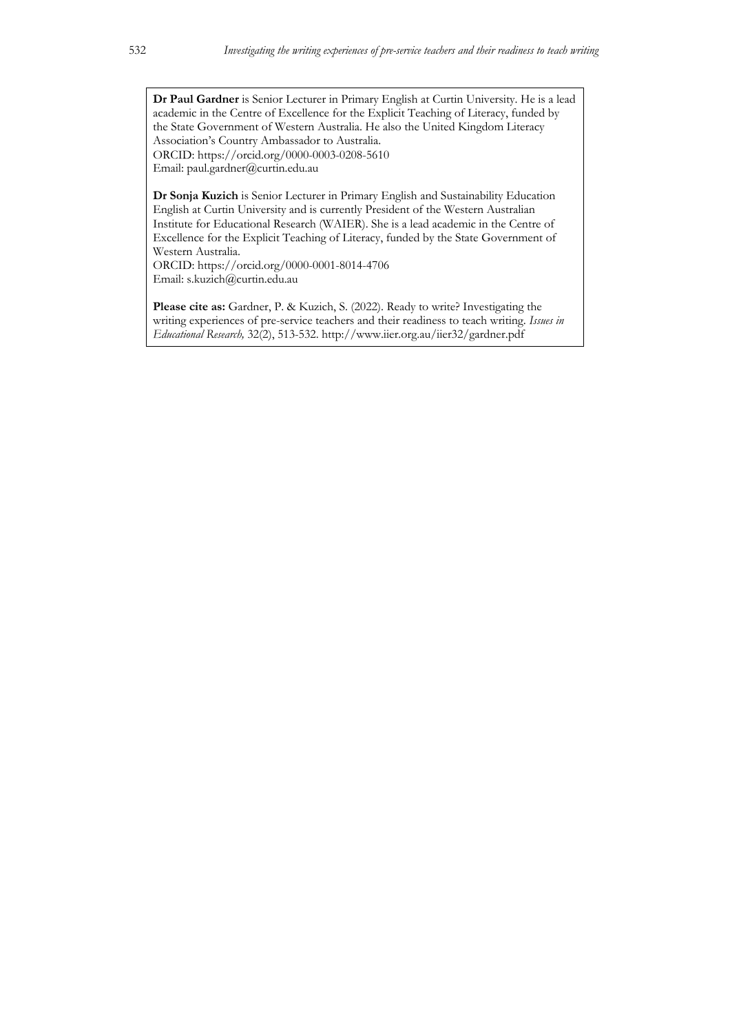**Dr Paul Gardner** is Senior Lecturer in Primary English at Curtin University. He is a lead academic in the Centre of Excellence for the Explicit Teaching of Literacy, funded by the State Government of Western Australia. He also the United Kingdom Literacy Association's Country Ambassador to Australia.
ORCID: https://orcid.org/0000-0003-0208-5610
Email: paul.gardner@curtin.edu.au

**Dr Sonja Kuzich** is Senior Lecturer in Primary English and Sustainability Education English at Curtin University and is currently President of the Western Australian Institute for Educational Research (WAIER). She is a lead academic in the Centre of Excellence for the Explicit Teaching of Literacy, funded by the State Government of Western Australia.
ORCID: https://orcid.org/0000-0001-8014-4706
Email: s.kuzich@curtin.edu.au

**Please cite as:** Gardner, P. & Kuzich, S. (2022). Ready to write? Investigating the writing experiences of pre-service teachers and their readiness to teach writing. *Issues in Educational Research,* 32(2), 513-532. http://www.iier.org.au/iier32/gardner.pdf